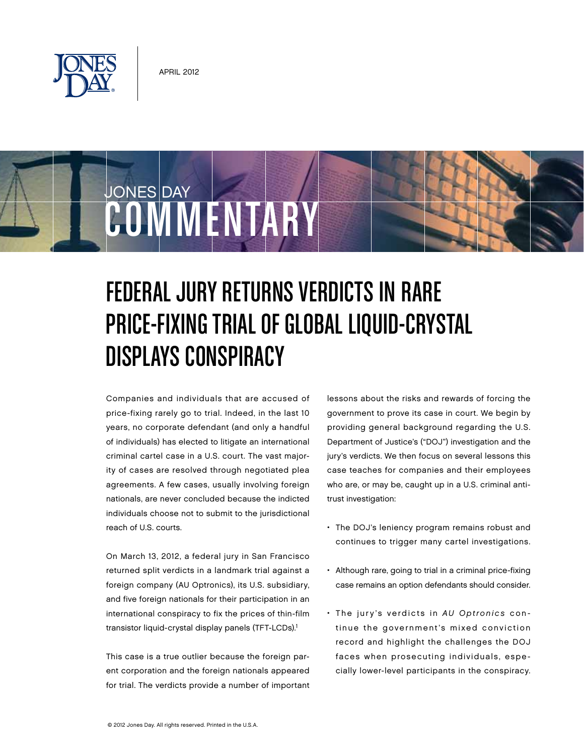APRIL 2012

JONES DAY

COMMENTARY

# FEDERAL JURY RETURNS VERDICTS IN RARE PRICE-FIXING TRIAL OF GLOBAL LIQUID-CRYSTAL DISPLAYS CONSPIRACY

Companies and individuals that are accused of price-fixing rarely go to trial. Indeed, in the last 10 years, no corporate defendant (and only a handful of individuals) has elected to litigate an international criminal cartel case in a U.S. court. The vast majority of cases are resolved through negotiated plea agreements. A few cases, usually involving foreign nationals, are never concluded because the indicted individuals choose not to submit to the jurisdictional reach of U.S. courts.

On March 13, 2012, a federal jury in San Francisco returned split verdicts in a landmark trial against a foreign company (AU Optronics), its U.S. subsidiary, and five foreign nationals for their participation in an international conspiracy to fix the prices of thin-film transistor liquid-crystal display panels (TFT-LCDs).[1]

This case is a true outlier because the foreign parent corporation and the foreign nationals appeared for trial. The verdicts provide a number of important lessons about the risks and rewards of forcing the government to prove its case in court. We begin by providing general background regarding the U.S. Department of Justice's ("DOJ") investigation and the jury's verdicts. We then focus on several lessons this case teaches for companies and their employees who are, or may be, caught up in a U.S. criminal antitrust investigation:

- The DOJ's leniency program remains robust and continues to trigger many cartel investigations.
- Although rare, going to trial in a criminal price-fixing case remains an option defendants should consider.
- The jury's verdicts in *AU Optronics* continue the government's mixed conviction record and highlight the challenges the DOJ faces when prosecuting individuals, especially lower-level participants in the conspiracy.

© 2012 Jones Day. All rights reserved. Printed in the U.S.A.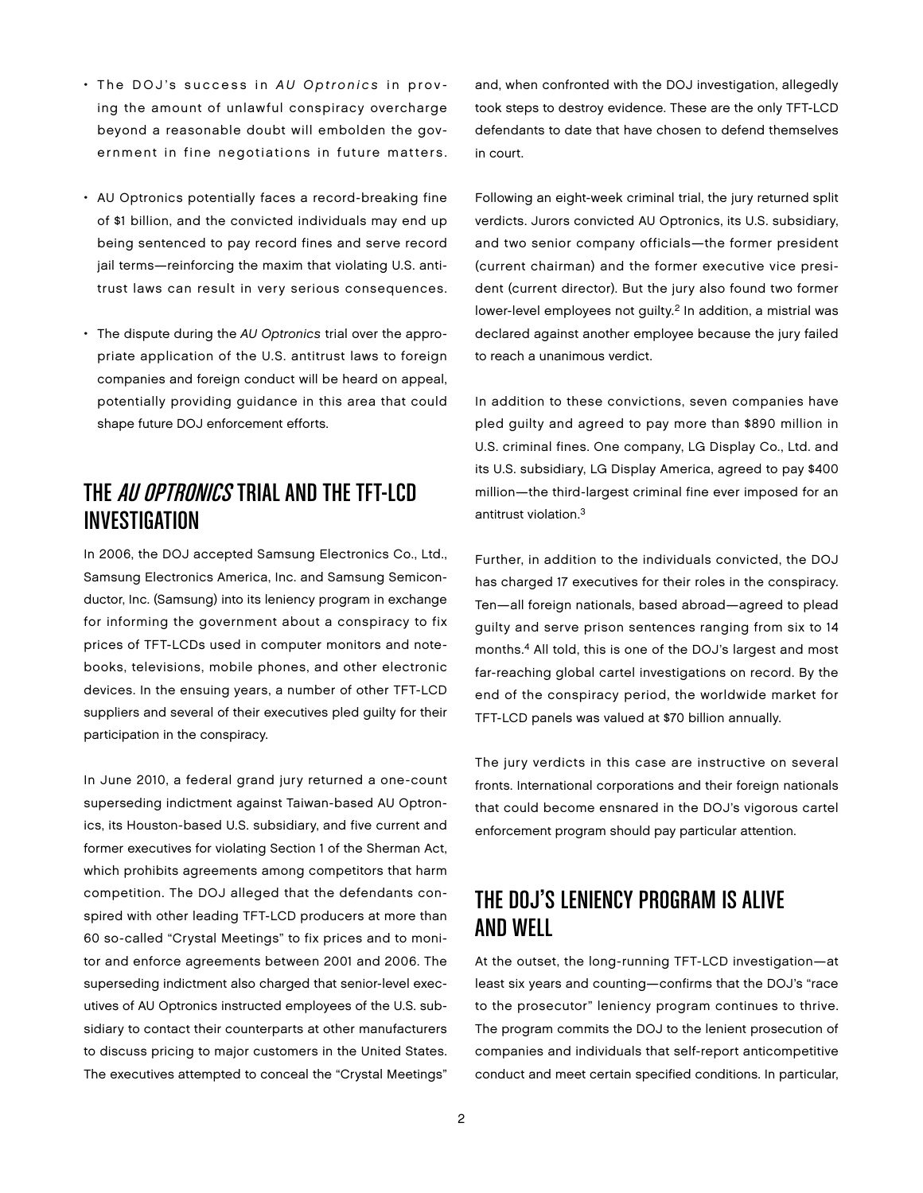- The DOJ's success in *AU Optronics* in proving the amount of unlawful conspiracy overcharge beyond a reasonable doubt will embolden the government in fine negotiations in future matters.
- AU Optronics potentially faces a record-breaking fine of $1 billion, and the convicted individuals may end up being sentenced to pay record fines and serve record jail terms—reinforcing the maxim that violating U.S. antitrust laws can result in very serious consequences.
- The dispute during the *AU Optronics* trial over the appropriate application of the U.S. antitrust laws to foreign companies and foreign conduct will be heard on appeal, potentially providing guidance in this area that could shape future DOJ enforcement efforts.

## THE *AU OPTRONICS* TRIAL AND THE TFT-LCD INVESTIGATION

In 2006, the DOJ accepted Samsung Electronics Co., Ltd., Samsung Electronics America, Inc. and Samsung Semiconductor, Inc. (Samsung) into its leniency program in exchange for informing the government about a conspiracy to fix prices of TFT-LCDs used in computer monitors and notebooks, televisions, mobile phones, and other electronic devices. In the ensuing years, a number of other TFT-LCD suppliers and several of their executives pled guilty for their participation in the conspiracy.

In June 2010, a federal grand jury returned a one-count superseding indictment against Taiwan-based AU Optronics, its Houston-based U.S. subsidiary, and five current and former executives for violating Section 1 of the Sherman Act, which prohibits agreements among competitors that harm competition. The DOJ alleged that the defendants conspired with other leading TFT-LCD producers at more than 60 so-called "Crystal Meetings" to fix prices and to monitor and enforce agreements between 2001 and 2006. The superseding indictment also charged that senior-level executives of AU Optronics instructed employees of the U.S. subsidiary to contact their counterparts at other manufacturers to discuss pricing to major customers in the United States. The executives attempted to conceal the "Crystal Meetings" and, when confronted with the DOJ investigation, allegedly took steps to destroy evidence. These are the only TFT-LCD defendants to date that have chosen to defend themselves in court.

Following an eight-week criminal trial, the jury returned split verdicts. Jurors convicted AU Optronics, its U.S. subsidiary, and two senior company officials—the former president (current chairman) and the former executive vice president (current director). But the jury also found two former lower-level employees not guilty.[2] In addition, a mistrial was declared against another employee because the jury failed to reach a unanimous verdict.

In addition to these convictions, seven companies have pled guilty and agreed to pay more than $890 million in U.S. criminal fines. One company, LG Display Co., Ltd. and its U.S. subsidiary, LG Display America, agreed to pay $400 million—the third-largest criminal fine ever imposed for an antitrust violation.[3]

Further, in addition to the individuals convicted, the DOJ has charged 17 executives for their roles in the conspiracy. Ten—all foreign nationals, based abroad—agreed to plead guilty and serve prison sentences ranging from six to 14 months.[4] All told, this is one of the DOJ's largest and most far-reaching global cartel investigations on record. By the end of the conspiracy period, the worldwide market for TFT-LCD panels was valued at $70 billion annually.

The jury verdicts in this case are instructive on several fronts. International corporations and their foreign nationals that could become ensnared in the DOJ's vigorous cartel enforcement program should pay particular attention.

## THE DOJ'S LENIENCY PROGRAM IS ALIVE AND WELL

At the outset, the long-running TFT-LCD investigation—at least six years and counting—confirms that the DOJ's "race to the prosecutor" leniency program continues to thrive. The program commits the DOJ to the lenient prosecution of companies and individuals that self-report anticompetitive conduct and meet certain specified conditions. In particular,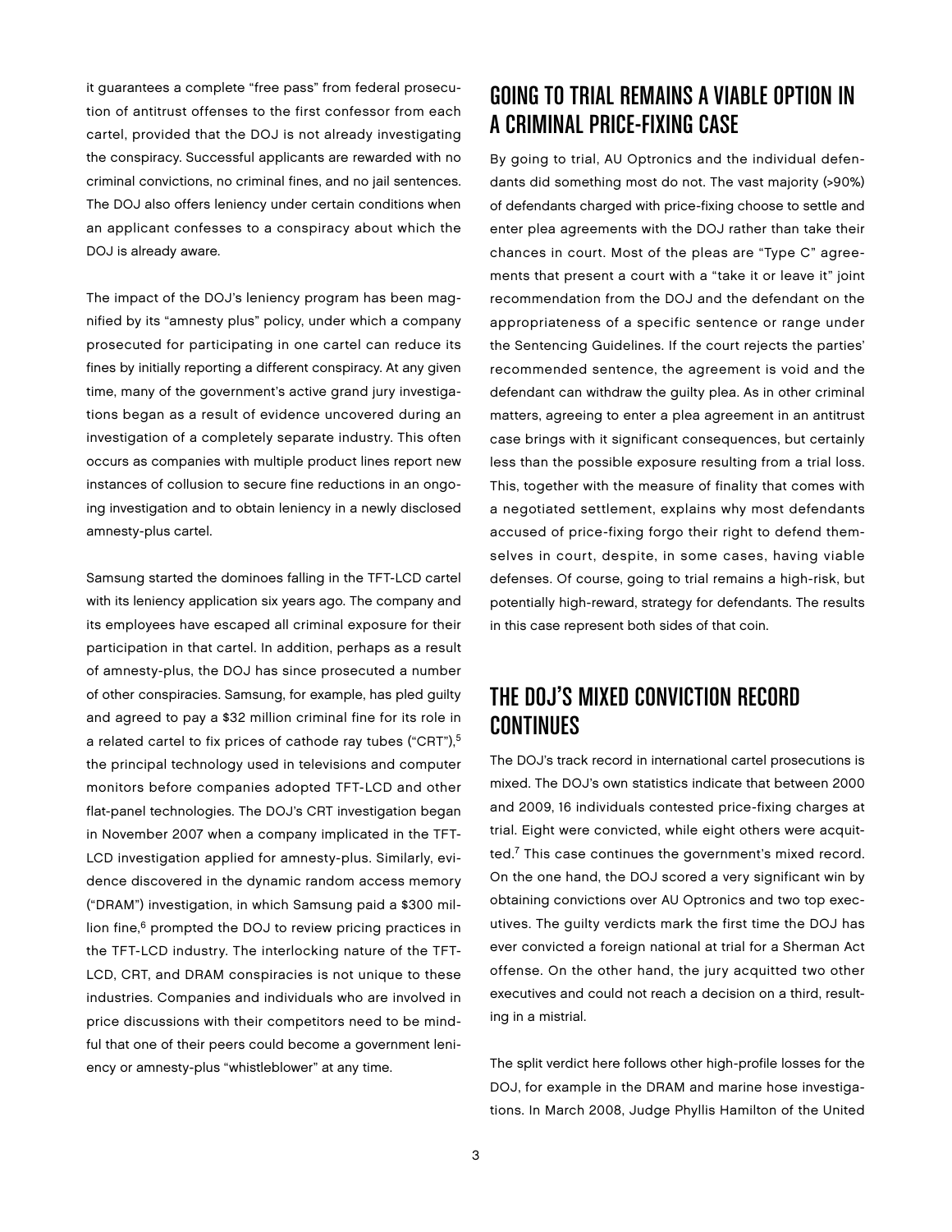it guarantees a complete "free pass" from federal prosecution of antitrust offenses to the first confessor from each cartel, provided that the DOJ is not already investigating the conspiracy. Successful applicants are rewarded with no criminal convictions, no criminal fines, and no jail sentences. The DOJ also offers leniency under certain conditions when an applicant confesses to a conspiracy about which the DOJ is already aware.

The impact of the DOJ's leniency program has been magnified by its "amnesty plus" policy, under which a company prosecuted for participating in one cartel can reduce its fines by initially reporting a different conspiracy. At any given time, many of the government's active grand jury investigations began as a result of evidence uncovered during an investigation of a completely separate industry. This often occurs as companies with multiple product lines report new instances of collusion to secure fine reductions in an ongoing investigation and to obtain leniency in a newly disclosed amnesty-plus cartel.

Samsung started the dominoes falling in the TFT-LCD cartel with its leniency application six years ago. The company and its employees have escaped all criminal exposure for their participation in that cartel. In addition, perhaps as a result of amnesty-plus, the DOJ has since prosecuted a number of other conspiracies. Samsung, for example, has pled guilty and agreed to pay a $32 million criminal fine for its role in a related cartel to fix prices of cathode ray tubes ("CRT"),[5] the principal technology used in televisions and computer monitors before companies adopted TFT-LCD and other flat-panel technologies. The DOJ's CRT investigation began in November 2007 when a company implicated in the TFT-LCD investigation applied for amnesty-plus. Similarly, evidence discovered in the dynamic random access memory ("DRAM") investigation, in which Samsung paid a $300 million fine,[6] prompted the DOJ to review pricing practices in the TFT-LCD industry. The interlocking nature of the TFT-LCD, CRT, and DRAM conspiracies is not unique to these industries. Companies and individuals who are involved in price discussions with their competitors need to be mindful that one of their peers could become a government leniency or amnesty-plus "whistleblower" at any time.

## GOING TO TRIAL REMAINS A VIABLE OPTION IN A CRIMINAL PRICE-FIXING CASE

By going to trial, AU Optronics and the individual defendants did something most do not. The vast majority (>90%) of defendants charged with price-fixing choose to settle and enter plea agreements with the DOJ rather than take their chances in court. Most of the pleas are "Type C" agreements that present a court with a "take it or leave it" joint recommendation from the DOJ and the defendant on the appropriateness of a specific sentence or range under the Sentencing Guidelines. If the court rejects the parties' recommended sentence, the agreement is void and the defendant can withdraw the guilty plea. As in other criminal matters, agreeing to enter a plea agreement in an antitrust case brings with it significant consequences, but certainly less than the possible exposure resulting from a trial loss. This, together with the measure of finality that comes with a negotiated settlement, explains why most defendants accused of price-fixing forgo their right to defend themselves in court, despite, in some cases, having viable defenses. Of course, going to trial remains a high-risk, but potentially high-reward, strategy for defendants. The results in this case represent both sides of that coin.

## THE DOJ'S MIXED CONVICTION RECORD CONTINUES

The DOJ's track record in international cartel prosecutions is mixed. The DOJ's own statistics indicate that between 2000 and 2009, 16 individuals contested price-fixing charges at trial. Eight were convicted, while eight others were acquitted.[7] This case continues the government's mixed record. On the one hand, the DOJ scored a very significant win by obtaining convictions over AU Optronics and two top executives. The guilty verdicts mark the first time the DOJ has ever convicted a foreign national at trial for a Sherman Act offense. On the other hand, the jury acquitted two other executives and could not reach a decision on a third, resulting in a mistrial.

The split verdict here follows other high-profile losses for the DOJ, for example in the DRAM and marine hose investigations. In March 2008, Judge Phyllis Hamilton of the United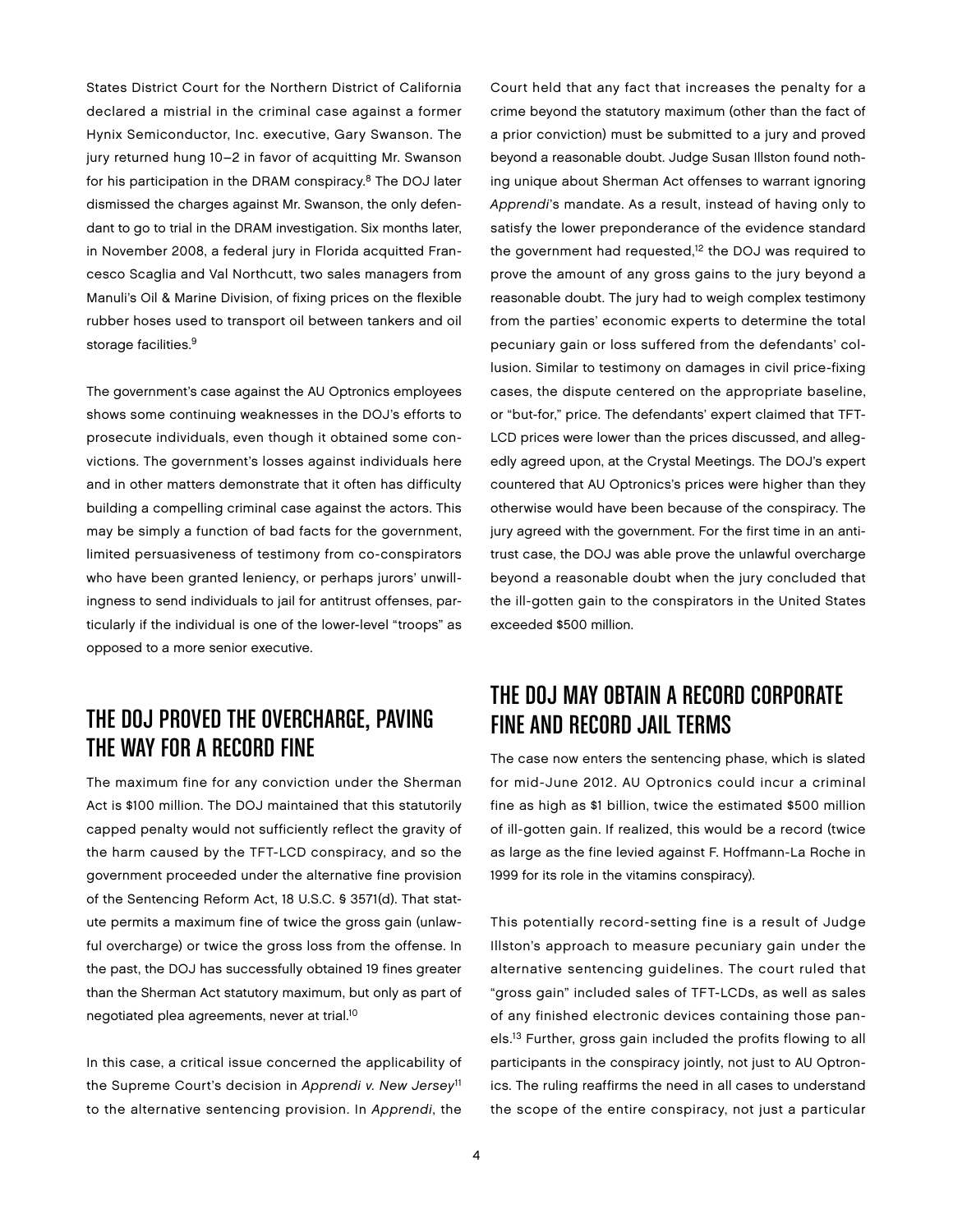States District Court for the Northern District of California declared a mistrial in the criminal case against a former Hynix Semiconductor, Inc. executive, Gary Swanson. The jury returned hung 10–2 in favor of acquitting Mr. Swanson for his participation in the DRAM conspiracy.[8] The DOJ later dismissed the charges against Mr. Swanson, the only defendant to go to trial in the DRAM investigation. Six months later, in November 2008, a federal jury in Florida acquitted Francesco Scaglia and Val Northcutt, two sales managers from Manuli's Oil & Marine Division, of fixing prices on the flexible rubber hoses used to transport oil between tankers and oil storage facilities.[9]

The government's case against the AU Optronics employees shows some continuing weaknesses in the DOJ's efforts to prosecute individuals, even though it obtained some convictions. The government's losses against individuals here and in other matters demonstrate that it often has difficulty building a compelling criminal case against the actors. This may be simply a function of bad facts for the government, limited persuasiveness of testimony from co-conspirators who have been granted leniency, or perhaps jurors' unwillingness to send individuals to jail for antitrust offenses, particularly if the individual is one of the lower-level "troops" as opposed to a more senior executive.

## THE DOJ PROVED THE OVERCHARGE, PAVING THE WAY FOR A RECORD FINE

The maximum fine for any conviction under the Sherman Act is $100 million. The DOJ maintained that this statutorily capped penalty would not sufficiently reflect the gravity of the harm caused by the TFT-LCD conspiracy, and so the government proceeded under the alternative fine provision of the Sentencing Reform Act, 18 U.S.C. § 3571(d). That statute permits a maximum fine of twice the gross gain (unlawful overcharge) or twice the gross loss from the offense. In the past, the DOJ has successfully obtained 19 fines greater than the Sherman Act statutory maximum, but only as part of negotiated plea agreements, never at trial.[10]

In this case, a critical issue concerned the applicability of the Supreme Court's decision in *Apprendi v. New Jersey*[11] to the alternative sentencing provision. In *Apprendi*, the Court held that any fact that increases the penalty for a crime beyond the statutory maximum (other than the fact of a prior conviction) must be submitted to a jury and proved beyond a reasonable doubt. Judge Susan Illston found nothing unique about Sherman Act offenses to warrant ignoring *Apprendi*'s mandate. As a result, instead of having only to satisfy the lower preponderance of the evidence standard the government had requested,[12] the DOJ was required to prove the amount of any gross gains to the jury beyond a reasonable doubt. The jury had to weigh complex testimony from the parties' economic experts to determine the total pecuniary gain or loss suffered from the defendants' collusion. Similar to testimony on damages in civil price-fixing cases, the dispute centered on the appropriate baseline, or "but-for," price. The defendants' expert claimed that TFT-LCD prices were lower than the prices discussed, and allegedly agreed upon, at the Crystal Meetings. The DOJ's expert countered that AU Optronics's prices were higher than they otherwise would have been because of the conspiracy. The jury agreed with the government. For the first time in an antitrust case, the DOJ was able prove the unlawful overcharge beyond a reasonable doubt when the jury concluded that the ill-gotten gain to the conspirators in the United States exceeded $500 million.

## THE DOJ MAY OBTAIN A RECORD CORPORATE FINE AND RECORD JAIL TERMS

The case now enters the sentencing phase, which is slated for mid-June 2012. AU Optronics could incur a criminal fine as high as $1 billion, twice the estimated $500 million of ill-gotten gain. If realized, this would be a record (twice as large as the fine levied against F. Hoffmann-La Roche in 1999 for its role in the vitamins conspiracy).

This potentially record-setting fine is a result of Judge Illston's approach to measure pecuniary gain under the alternative sentencing guidelines. The court ruled that "gross gain" included sales of TFT-LCDs, as well as sales of any finished electronic devices containing those panels.[13] Further, gross gain included the profits flowing to all participants in the conspiracy jointly, not just to AU Optronics. The ruling reaffirms the need in all cases to understand the scope of the entire conspiracy, not just a particular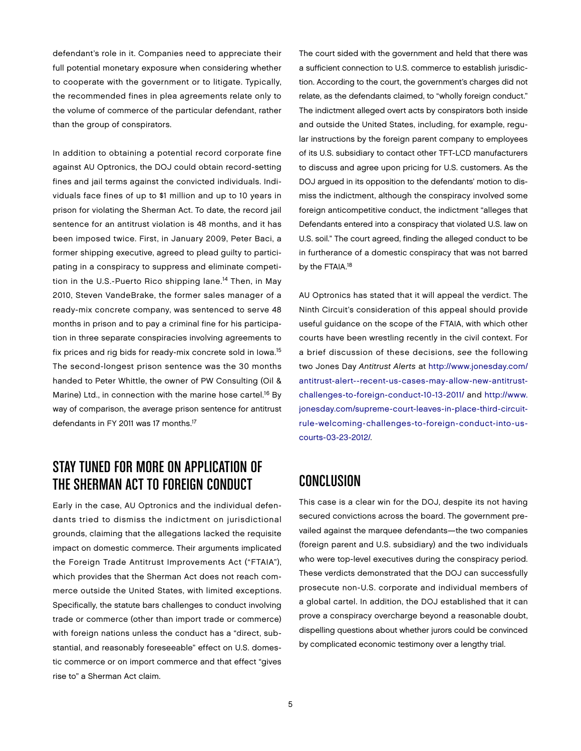defendant's role in it. Companies need to appreciate their full potential monetary exposure when considering whether to cooperate with the government or to litigate. Typically, the recommended fines in plea agreements relate only to the volume of commerce of the particular defendant, rather than the group of conspirators.

In addition to obtaining a potential record corporate fine against AU Optronics, the DOJ could obtain record-setting fines and jail terms against the convicted individuals. Individuals face fines of up to $1 million and up to 10 years in prison for violating the Sherman Act. To date, the record jail sentence for an antitrust violation is 48 months, and it has been imposed twice. First, in January 2009, Peter Baci, a former shipping executive, agreed to plead guilty to participating in a conspiracy to suppress and eliminate competition in the U.S.-Puerto Rico shipping lane.[14] Then, in May 2010, Steven VandeBrake, the former sales manager of a ready-mix concrete company, was sentenced to serve 48 months in prison and to pay a criminal fine for his participation in three separate conspiracies involving agreements to fix prices and rig bids for ready-mix concrete sold in Iowa.[15] The second-longest prison sentence was the 30 months handed to Peter Whittle, the owner of PW Consulting (Oil & Marine) Ltd., in connection with the marine hose cartel.[16] By way of comparison, the average prison sentence for antitrust defendants in FY 2011 was 17 months.[17]

## STAY TUNED FOR MORE ON APPLICATION OF THE SHERMAN ACT TO FOREIGN CONDUCT

Early in the case, AU Optronics and the individual defendants tried to dismiss the indictment on jurisdictional grounds, claiming that the allegations lacked the requisite impact on domestic commerce. Their arguments implicated the Foreign Trade Antitrust Improvements Act ("FTAIA"), which provides that the Sherman Act does not reach commerce outside the United States, with limited exceptions. Specifically, the statute bars challenges to conduct involving trade or commerce (other than import trade or commerce) with foreign nations unless the conduct has a "direct, substantial, and reasonably foreseeable" effect on U.S. domestic commerce or on import commerce and that effect "gives rise to" a Sherman Act claim.

The court sided with the government and held that there was a sufficient connection to U.S. commerce to establish jurisdiction. According to the court, the government's charges did not relate, as the defendants claimed, to "wholly foreign conduct." The indictment alleged overt acts by conspirators both inside and outside the United States, including, for example, regular instructions by the foreign parent company to employees of its U.S. subsidiary to contact other TFT-LCD manufacturers to discuss and agree upon pricing for U.S. customers. As the DOJ argued in its opposition to the defendants' motion to dismiss the indictment, although the conspiracy involved some foreign anticompetitive conduct, the indictment "alleges that Defendants entered into a conspiracy that violated U.S. law on U.S. soil." The court agreed, finding the alleged conduct to be in furtherance of a domestic conspiracy that was not barred by the FTAIA.[18]

AU Optronics has stated that it will appeal the verdict. The Ninth Circuit's consideration of this appeal should provide useful guidance on the scope of the FTAIA, with which other courts have been wrestling recently in the civil context. For a brief discussion of these decisions, *see* the following two Jones Day *Antitrust Alerts* at http://www.jonesday.com/antitrust-alert--recent-us-cases-may-allow-new-antitrust-challenges-to-foreign-conduct-10-13-2011/ and http://www.jonesday.com/supreme-court-leaves-in-place-third-circuit-rule-welcoming-challenges-to-foreign-conduct-into-us-courts-03-23-2012/.

## CONCLUSION

This case is a clear win for the DOJ, despite its not having secured convictions across the board. The government prevailed against the marquee defendants—the two companies (foreign parent and U.S. subsidiary) and the two individuals who were top-level executives during the conspiracy period. These verdicts demonstrated that the DOJ can successfully prosecute non-U.S. corporate and individual members of a global cartel. In addition, the DOJ established that it can prove a conspiracy overcharge beyond a reasonable doubt, dispelling questions about whether jurors could be convinced by complicated economic testimony over a lengthy trial.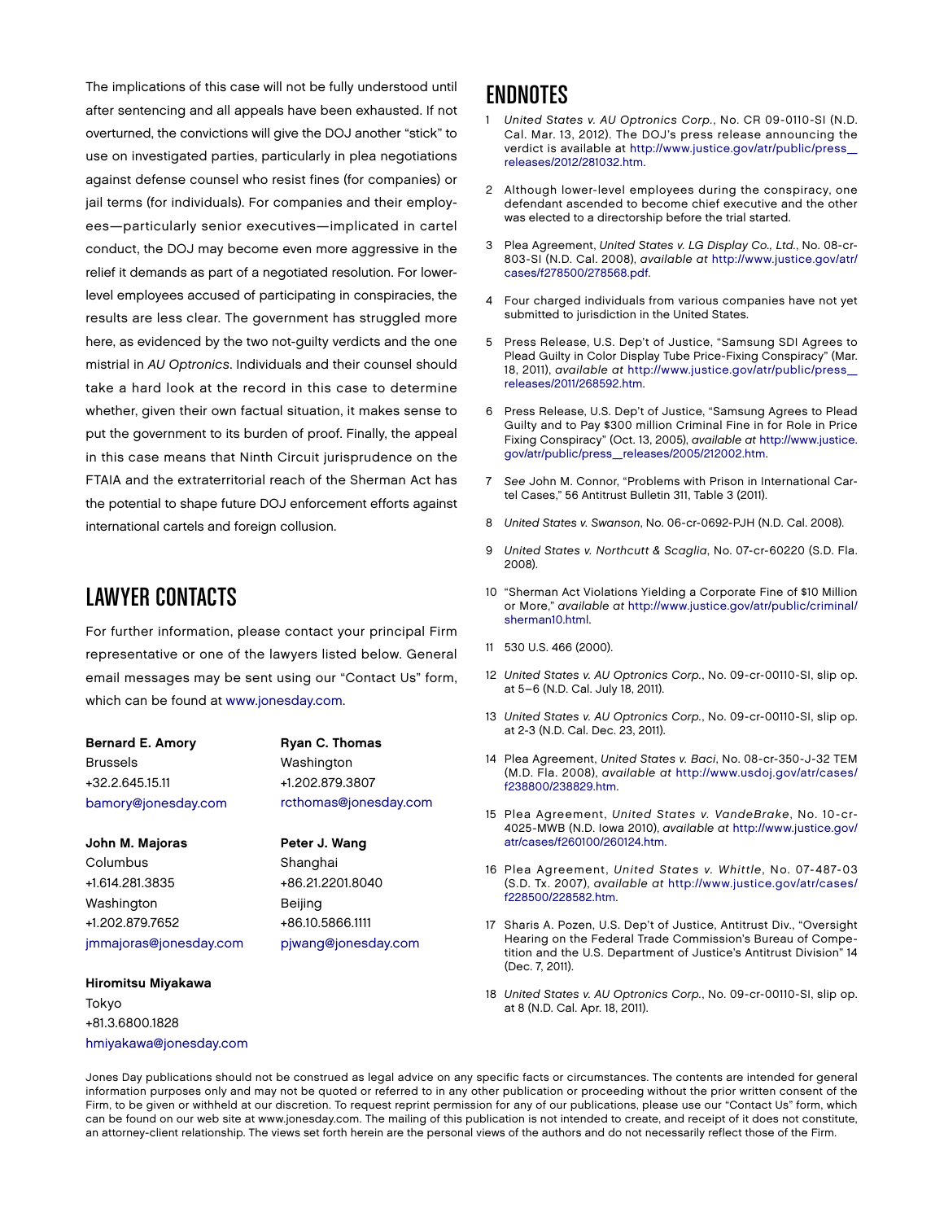The implications of this case will not be fully understood until after sentencing and all appeals have been exhausted. If not overturned, the convictions will give the DOJ another "stick" to use on investigated parties, particularly in plea negotiations against defense counsel who resist fines (for companies) or jail terms (for individuals). For companies and their employees—particularly senior executives—implicated in cartel conduct, the DOJ may become even more aggressive in the relief it demands as part of a negotiated resolution. For lower-level employees accused of participating in conspiracies, the results are less clear. The government has struggled more here, as evidenced by the two not-guilty verdicts and the one mistrial in *AU Optronics*. Individuals and their counsel should take a hard look at the record in this case to determine whether, given their own factual situation, it makes sense to put the government to its burden of proof. Finally, the appeal in this case means that Ninth Circuit jurisprudence on the FTAIA and the extraterritorial reach of the Sherman Act has the potential to shape future DOJ enforcement efforts against international cartels and foreign collusion.

## LAWYER CONTACTS

For further information, please contact your principal Firm representative or one of the lawyers listed below. General email messages may be sent using our "Contact Us" form, which can be found at www.jonesday.com.

**Bernard E. Amory**
Brussels
+32.2.645.15.11
bamory@jonesday.com

**Ryan C. Thomas**
Washington
+1.202.879.3807
rcthomas@jonesday.com

**John M. Majoras**
Columbus
+1.614.281.3835
Washington
+1.202.879.7652
jmmajoras@jonesday.com

**Peter J. Wang**
Shanghai
+86.21.2201.8040
Beijing
+86.10.5866.1111
pjwang@jonesday.com

**Hiromitsu Miyakawa**
Tokyo
+81.3.6800.1828
hmiyakawa@jonesday.com

## ENDNOTES

1. *United States v. AU Optronics Corp.*, No. CR 09-0110-SI (N.D. Cal. Mar. 13, 2012). The DOJ's press release announcing the verdict is available at http://www.justice.gov/atr/public/press__releases/2012/281032.htm.

2. Although lower-level employees during the conspiracy, one defendant ascended to become chief executive and the other was elected to a directorship before the trial started.

3. Plea Agreement, *United States v. LG Display Co., Ltd.*, No. 08-cr-803-SI (N.D. Cal. 2008), *available at* http://www.justice.gov/atr/cases/f278500/278568.pdf.

4. Four charged individuals from various companies have not yet submitted to jurisdiction in the United States.

5. Press Release, U.S. Dep't of Justice, "Samsung SDI Agrees to Plead Guilty in Color Display Tube Price-Fixing Conspiracy" (Mar. 18, 2011), *available at* http://www.justice.gov/atr/public/press__releases/2011/268592.htm.

6. Press Release, U.S. Dep't of Justice, "Samsung Agrees to Plead Guilty and to Pay $300 million Criminal Fine in for Role in Price Fixing Conspiracy" (Oct. 13, 2005), *available at* http://www.justice.gov/atr/public/press__releases/2005/212002.htm.

7. *See* John M. Connor, "Problems with Prison in International Cartel Cases," 56 Antitrust Bulletin 311, Table 3 (2011).

8. *United States v. Swanson*, No. 06-cr-0692-PJH (N.D. Cal. 2008).

9. *United States v. Northcutt & Scaglia*, No. 07-cr-60220 (S.D. Fla. 2008).

10. "Sherman Act Violations Yielding a Corporate Fine of $10 Million or More," *available at* http://www.justice.gov/atr/public/criminal/sherman10.html.

11. 530 U.S. 466 (2000).

12. *United States v. AU Optronics Corp.*, No. 09-cr-00110-SI, slip op. at 5–6 (N.D. Cal. July 18, 2011).

13. *United States v. AU Optronics Corp.*, No. 09-cr-00110-SI, slip op. at 2-3 (N.D. Cal. Dec. 23, 2011).

14. Plea Agreement, *United States v. Baci*, No. 08-cr-350-J-32 TEM (M.D. Fla. 2008), *available at* http://www.usdoj.gov/atr/cases/f238800/238829.htm.

15. Plea Agreement, *United States v. VandeBrake*, No. 10-cr-4025-MWB (N.D. Iowa 2010), *available at* http://www.justice.gov/atr/cases/f260100/260124.htm.

16. Plea Agreement, *United States v. Whittle*, No. 07-487-03 (S.D. Tx. 2007), *available at* http://www.justice.gov/atr/cases/f228500/228582.htm.

17. Sharis A. Pozen, U.S. Dep't of Justice, Antitrust Div., "Oversight Hearing on the Federal Trade Commission's Bureau of Competition and the U.S. Department of Justice's Antitrust Division" 14 (Dec. 7, 2011).

18. *United States v. AU Optronics Corp.*, No. 09-cr-00110-SI, slip op. at 8 (N.D. Cal. Apr. 18, 2011).

Jones Day publications should not be construed as legal advice on any specific facts or circumstances. The contents are intended for general information purposes only and may not be quoted or referred to in any other publication or proceeding without the prior written consent of the Firm, to be given or withheld at our discretion. To request reprint permission for any of our publications, please use our "Contact Us" form, which can be found on our web site at www.jonesday.com. The mailing of this publication is not intended to create, and receipt of it does not constitute, an attorney-client relationship. The views set forth herein are the personal views of the authors and do not necessarily reflect those of the Firm.